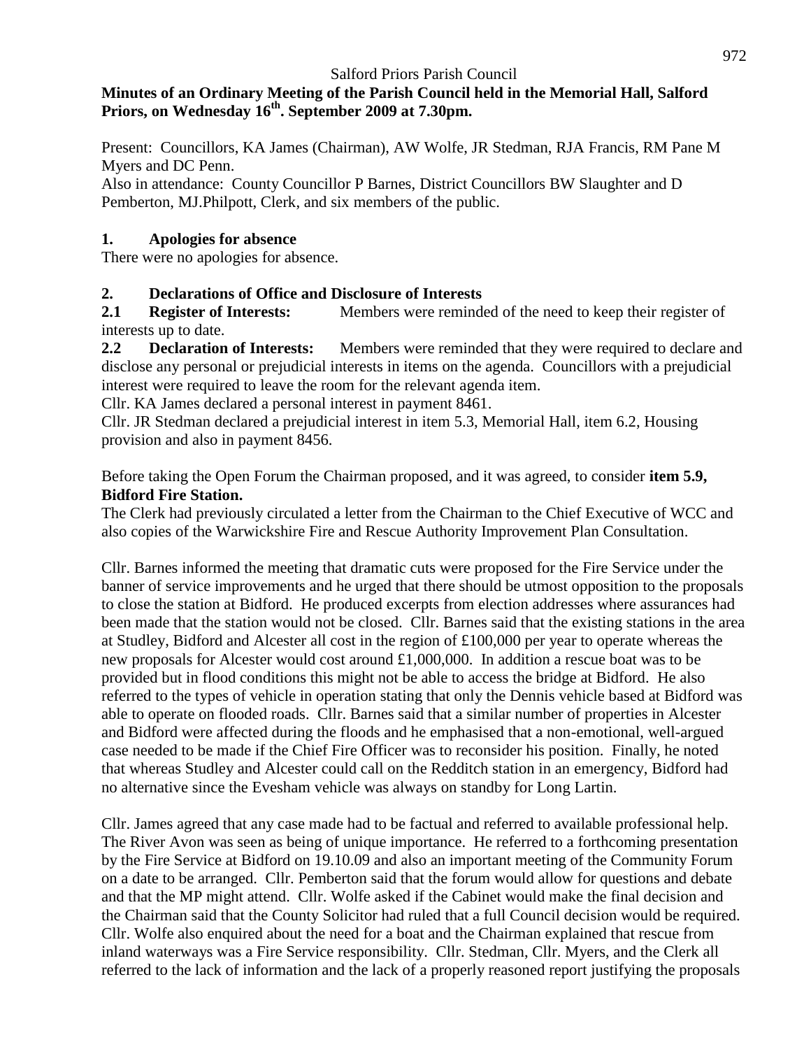Salford Priors Parish Council

**Minutes of an Ordinary Meeting of the Parish Council held in the Memorial Hall, Salford Priors, on Wednesday 16th. September 2009 at 7.30pm.**

Present: Councillors, KA James (Chairman), AW Wolfe, JR Stedman, RJA Francis, RM Pane M Myers and DC Penn.

Also in attendance: County Councillor P Barnes, District Councillors BW Slaughter and D Pemberton, MJ.Philpott, Clerk, and six members of the public.

## 1. Apologies for absence

There were no apologies for absence.

## 2. Declarations of Office and Disclosure of Interests

**2.1 Register of Interests:** Members were reminded of the need to keep their register of interests up to date.

**2.2 Declaration of Interests:** Members were reminded that they were required to declare and disclose any personal or prejudicial interests in items on the agenda. Councillors with a prejudicial interest were required to leave the room for the relevant agenda item.

Cllr. KA James declared a personal interest in payment 8461.

Cllr. JR Stedman declared a prejudicial interest in item 5.3, Memorial Hall, item 6.2, Housing provision and also in payment 8456.

Before taking the Open Forum the Chairman proposed, and it was agreed, to consider **item 5.9, Bidford Fire Station.**

The Clerk had previously circulated a letter from the Chairman to the Chief Executive of WCC and also copies of the Warwickshire Fire and Rescue Authority Improvement Plan Consultation.

Cllr. Barnes informed the meeting that dramatic cuts were proposed for the Fire Service under the banner of service improvements and he urged that there should be utmost opposition to the proposals to close the station at Bidford. He produced excerpts from election addresses where assurances had been made that the station would not be closed. Cllr. Barnes said that the existing stations in the area at Studley, Bidford and Alcester all cost in the region of £100,000 per year to operate whereas the new proposals for Alcester would cost around £1,000,000. In addition a rescue boat was to be provided but in flood conditions this might not be able to access the bridge at Bidford. He also referred to the types of vehicle in operation stating that only the Dennis vehicle based at Bidford was able to operate on flooded roads. Cllr. Barnes said that a similar number of properties in Alcester and Bidford were affected during the floods and he emphasised that a non-emotional, well-argued case needed to be made if the Chief Fire Officer was to reconsider his position. Finally, he noted that whereas Studley and Alcester could call on the Redditch station in an emergency, Bidford had no alternative since the Evesham vehicle was always on standby for Long Lartin.

Cllr. James agreed that any case made had to be factual and referred to available professional help. The River Avon was seen as being of unique importance. He referred to a forthcoming presentation by the Fire Service at Bidford on 19.10.09 and also an important meeting of the Community Forum on a date to be arranged. Cllr. Pemberton said that the forum would allow for questions and debate and that the MP might attend. Cllr. Wolfe asked if the Cabinet would make the final decision and the Chairman said that the County Solicitor had ruled that a full Council decision would be required. Cllr. Wolfe also enquired about the need for a boat and the Chairman explained that rescue from inland waterways was a Fire Service responsibility. Cllr. Stedman, Cllr. Myers, and the Clerk all referred to the lack of information and the lack of a properly reasoned report justifying the proposals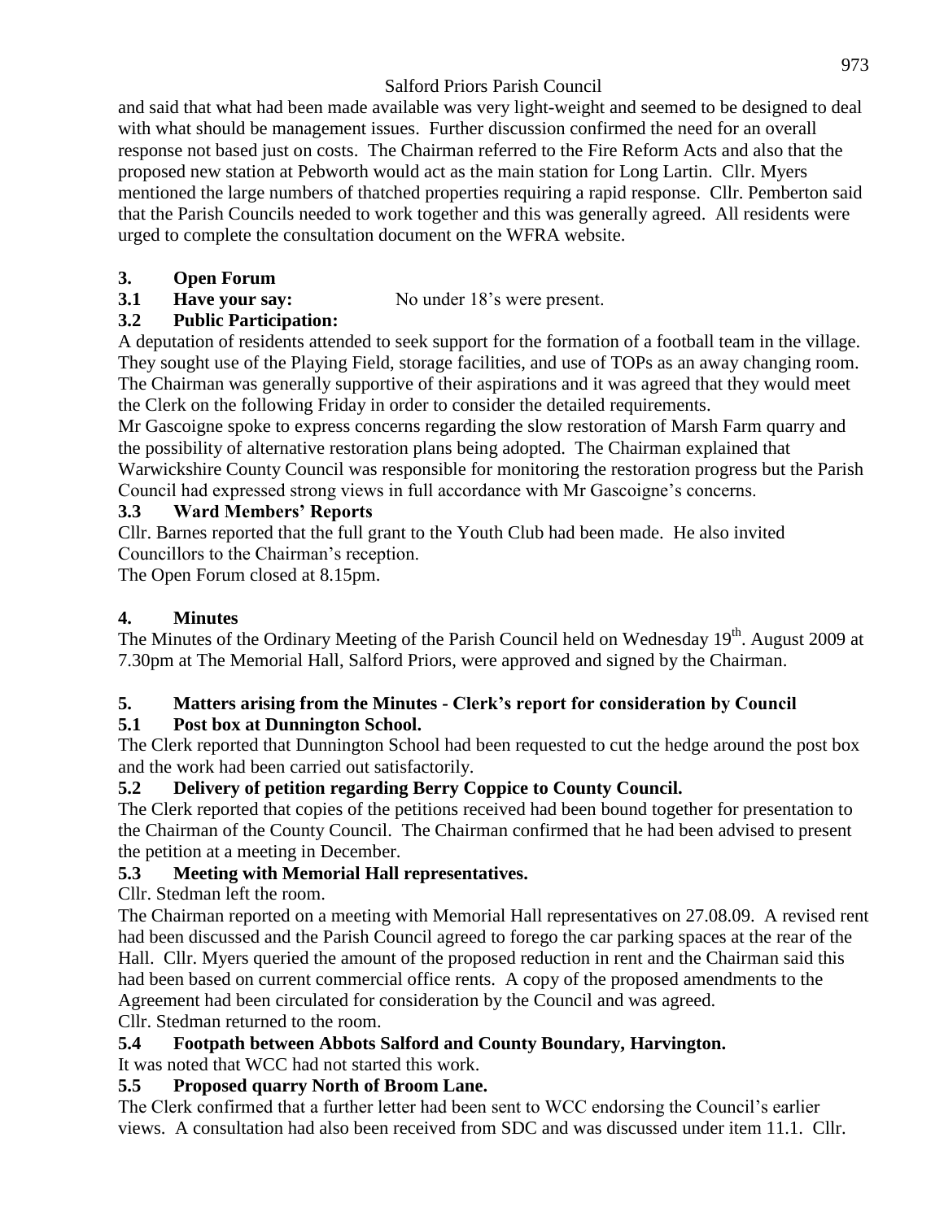and said that what had been made available was very light-weight and seemed to be designed to deal with what should be management issues. Further discussion confirmed the need for an overall response not based just on costs. The Chairman referred to the Fire Reform Acts and also that the proposed new station at Pebworth would act as the main station for Long Lartin. Cllr. Myers mentioned the large numbers of thatched properties requiring a rapid response. Cllr. Pemberton said that the Parish Councils needed to work together and this was generally agreed. All residents were urged to complete the consultation document on the WFRA website.

## 3. Open Forum

### 3.1 Have your say:

No under 18's were present.

### 3.2 Public Participation:

A deputation of residents attended to seek support for the formation of a football team in the village. They sought use of the Playing Field, storage facilities, and use of TOPs as an away changing room. The Chairman was generally supportive of their aspirations and it was agreed that they would meet the Clerk on the following Friday in order to consider the detailed requirements.

Mr Gascoigne spoke to express concerns regarding the slow restoration of Marsh Farm quarry and the possibility of alternative restoration plans being adopted. The Chairman explained that Warwickshire County Council was responsible for monitoring the restoration progress but the Parish Council had expressed strong views in full accordance with Mr Gascoigne's concerns.

### 3.3 Ward Members' Reports

Cllr. Barnes reported that the full grant to the Youth Club had been made. He also invited Councillors to the Chairman's reception.

The Open Forum closed at 8.15pm.

## 4. Minutes

The Minutes of the Ordinary Meeting of the Parish Council held on Wednesday 19th. August 2009 at 7.30pm at The Memorial Hall, Salford Priors, were approved and signed by the Chairman.

## 5. Matters arising from the Minutes - Clerk's report for consideration by Council

### 5.1 Post box at Dunnington School.

The Clerk reported that Dunnington School had been requested to cut the hedge around the post box and the work had been carried out satisfactorily.

### 5.2 Delivery of petition regarding Berry Coppice to County Council.

The Clerk reported that copies of the petitions received had been bound together for presentation to the Chairman of the County Council. The Chairman confirmed that he had been advised to present the petition at a meeting in December.

### 5.3 Meeting with Memorial Hall representatives.

Cllr. Stedman left the room.

The Chairman reported on a meeting with Memorial Hall representatives on 27.08.09. A revised rent had been discussed and the Parish Council agreed to forego the car parking spaces at the rear of the Hall. Cllr. Myers queried the amount of the proposed reduction in rent and the Chairman said this had been based on current commercial office rents. A copy of the proposed amendments to the Agreement had been circulated for consideration by the Council and was agreed.

Cllr. Stedman returned to the room.

### 5.4 Footpath between Abbots Salford and County Boundary, Harvington.

It was noted that WCC had not started this work.

### 5.5 Proposed quarry North of Broom Lane.

The Clerk confirmed that a further letter had been sent to WCC endorsing the Council's earlier views. A consultation had also been received from SDC and was discussed under item 11.1. Cllr.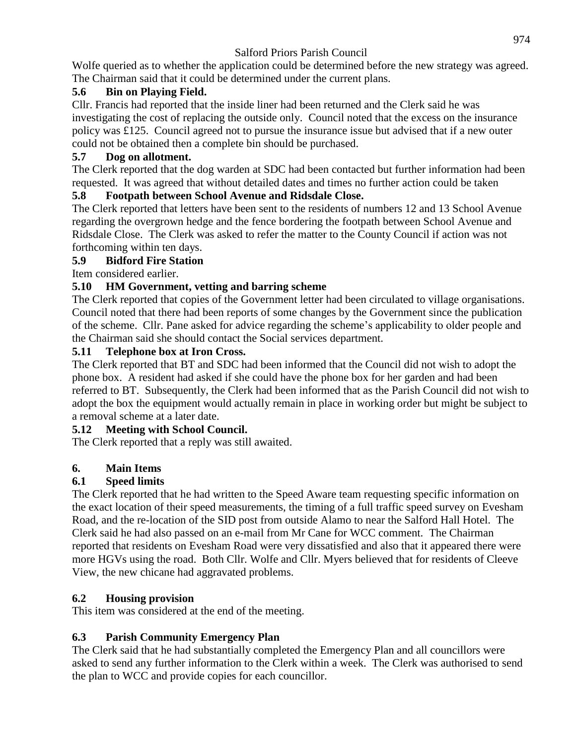Wolfe queried as to whether the application could be determined before the new strategy was agreed. The Chairman said that it could be determined under the current plans.

### 5.6 Bin on Playing Field.

Cllr. Francis had reported that the inside liner had been returned and the Clerk said he was investigating the cost of replacing the outside only. Council noted that the excess on the insurance policy was £125. Council agreed not to pursue the insurance issue but advised that if a new outer could not be obtained then a complete bin should be purchased.

### 5.7 Dog on allotment.

The Clerk reported that the dog warden at SDC had been contacted but further information had been requested. It was agreed that without detailed dates and times no further action could be taken

### 5.8 Footpath between School Avenue and Ridsdale Close.

The Clerk reported that letters have been sent to the residents of numbers 12 and 13 School Avenue regarding the overgrown hedge and the fence bordering the footpath between School Avenue and Ridsdale Close. The Clerk was asked to refer the matter to the County Council if action was not forthcoming within ten days.

### 5.9 Bidford Fire Station

Item considered earlier.

### 5.10 HM Government, vetting and barring scheme

The Clerk reported that copies of the Government letter had been circulated to village organisations. Council noted that there had been reports of some changes by the Government since the publication of the scheme. Cllr. Pane asked for advice regarding the scheme's applicability to older people and the Chairman said she should contact the Social services department.

### 5.11 Telephone box at Iron Cross.

The Clerk reported that BT and SDC had been informed that the Council did not wish to adopt the phone box. A resident had asked if she could have the phone box for her garden and had been referred to BT. Subsequently, the Clerk had been informed that as the Parish Council did not wish to adopt the box the equipment would actually remain in place in working order but might be subject to a removal scheme at a later date.

### 5.12 Meeting with School Council.

The Clerk reported that a reply was still awaited.

## 6. Main Items

### 6.1 Speed limits

The Clerk reported that he had written to the Speed Aware team requesting specific information on the exact location of their speed measurements, the timing of a full traffic speed survey on Evesham Road, and the re-location of the SID post from outside Alamo to near the Salford Hall Hotel. The Clerk said he had also passed on an e-mail from Mr Cane for WCC comment. The Chairman reported that residents on Evesham Road were very dissatisfied and also that it appeared there were more HGVs using the road. Both Cllr. Wolfe and Cllr. Myers believed that for residents of Cleeve View, the new chicane had aggravated problems.

### 6.2 Housing provision

This item was considered at the end of the meeting.

### 6.3 Parish Community Emergency Plan

The Clerk said that he had substantially completed the Emergency Plan and all councillors were asked to send any further information to the Clerk within a week. The Clerk was authorised to send the plan to WCC and provide copies for each councillor.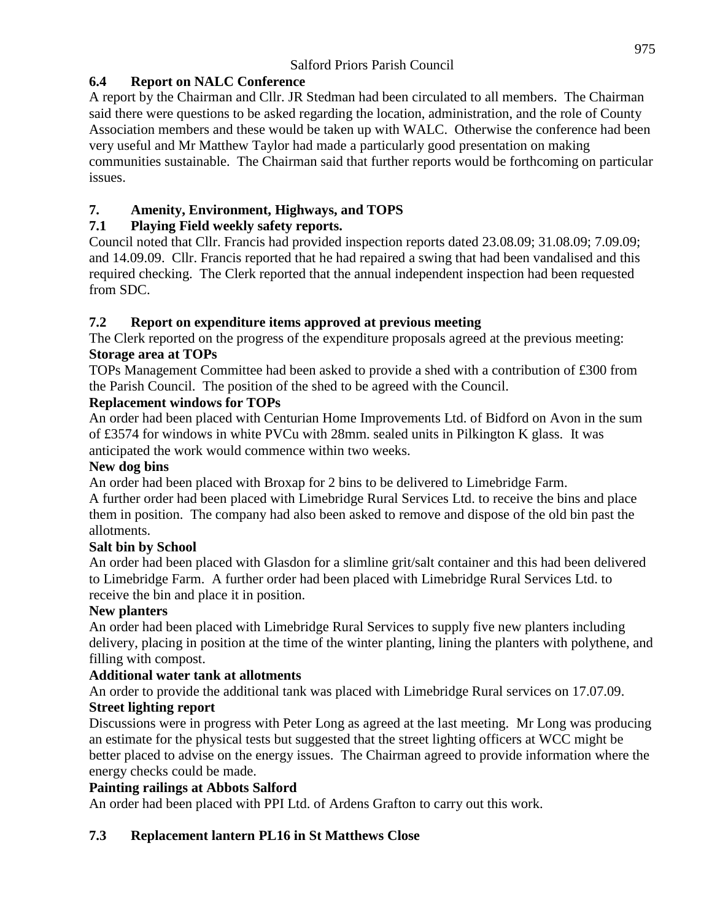### 6.4 Report on NALC Conference

A report by the Chairman and Cllr. JR Stedman had been circulated to all members. The Chairman said there were questions to be asked regarding the location, administration, and the role of County Association members and these would be taken up with WALC. Otherwise the conference had been very useful and Mr Matthew Taylor had made a particularly good presentation on making communities sustainable. The Chairman said that further reports would be forthcoming on particular issues.

## 7. Amenity, Environment, Highways, and TOPS

### 7.1 Playing Field weekly safety reports.

Council noted that Cllr. Francis had provided inspection reports dated 23.08.09; 31.08.09; 7.09.09; and 14.09.09. Cllr. Francis reported that he had repaired a swing that had been vandalised and this required checking. The Clerk reported that the annual independent inspection had been requested from SDC.

### 7.2 Report on expenditure items approved at previous meeting

The Clerk reported on the progress of the expenditure proposals agreed at the previous meeting:

**Storage area at TOPs**

TOPs Management Committee had been asked to provide a shed with a contribution of £300 from the Parish Council. The position of the shed to be agreed with the Council.

**Replacement windows for TOPs**

An order had been placed with Centurian Home Improvements Ltd. of Bidford on Avon in the sum of £3574 for windows in white PVCu with 28mm. sealed units in Pilkington K glass. It was anticipated the work would commence within two weeks.

**New dog bins**

An order had been placed with Broxap for 2 bins to be delivered to Limebridge Farm.
A further order had been placed with Limebridge Rural Services Ltd. to receive the bins and place them in position. The company had also been asked to remove and dispose of the old bin past the allotments.

**Salt bin by School**

An order had been placed with Glasdon for a slimline grit/salt container and this had been delivered to Limebridge Farm. A further order had been placed with Limebridge Rural Services Ltd. to receive the bin and place it in position.

**New planters**

An order had been placed with Limebridge Rural Services to supply five new planters including delivery, placing in position at the time of the winter planting, lining the planters with polythene, and filling with compost.

**Additional water tank at allotments**

An order to provide the additional tank was placed with Limebridge Rural services on 17.07.09.

**Street lighting report**

Discussions were in progress with Peter Long as agreed at the last meeting. Mr Long was producing an estimate for the physical tests but suggested that the street lighting officers at WCC might be better placed to advise on the energy issues. The Chairman agreed to provide information where the energy checks could be made.

**Painting railings at Abbots Salford**

An order had been placed with PPI Ltd. of Ardens Grafton to carry out this work.

### 7.3 Replacement lantern PL16 in St Matthews Close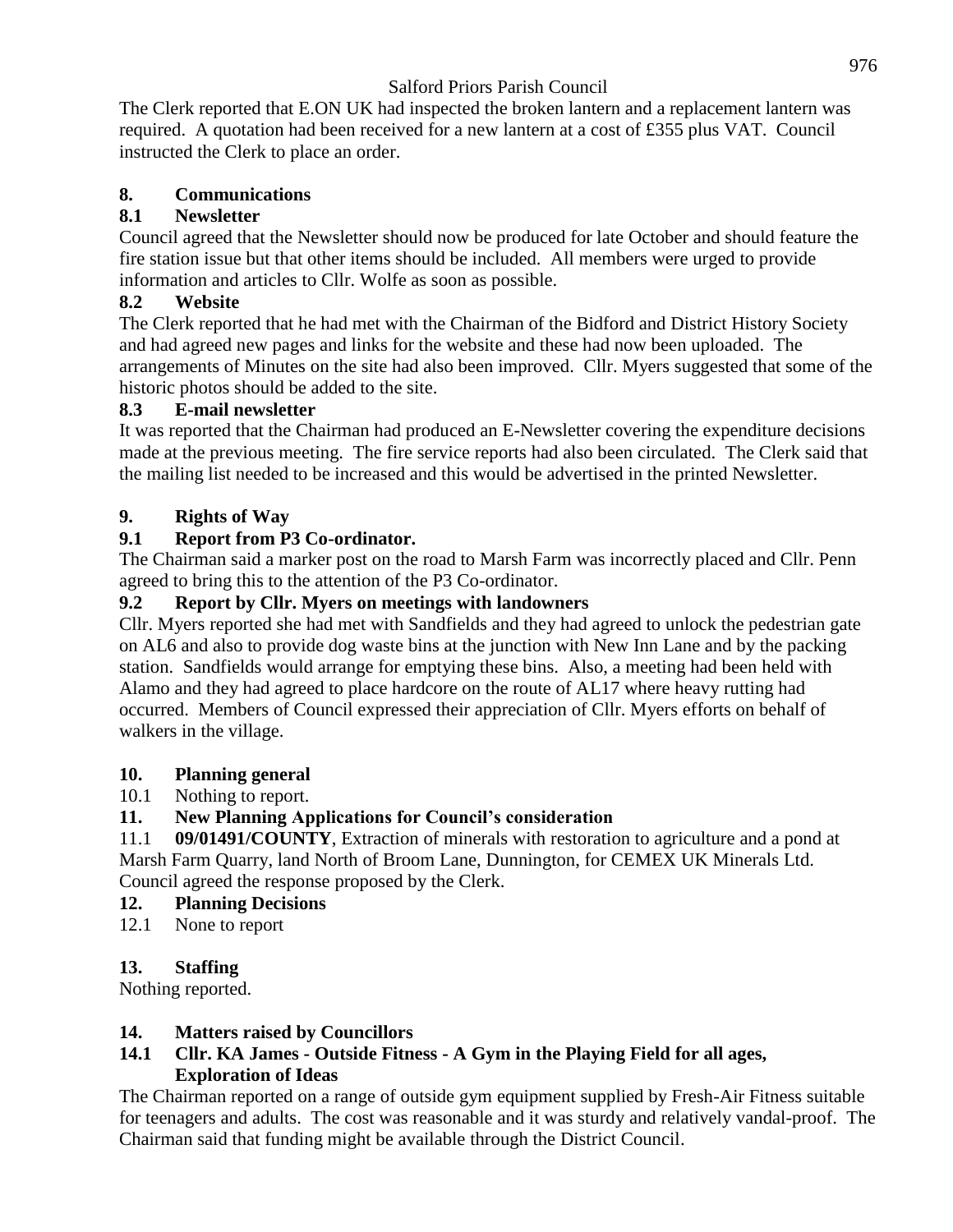The Clerk reported that E.ON UK had inspected the broken lantern and a replacement lantern was required. A quotation had been received for a new lantern at a cost of £355 plus VAT. Council instructed the Clerk to place an order.

## 8. Communications

### 8.1 Newsletter

Council agreed that the Newsletter should now be produced for late October and should feature the fire station issue but that other items should be included. All members were urged to provide information and articles to Cllr. Wolfe as soon as possible.

### 8.2 Website

The Clerk reported that he had met with the Chairman of the Bidford and District History Society and had agreed new pages and links for the website and these had now been uploaded. The arrangements of Minutes on the site had also been improved. Cllr. Myers suggested that some of the historic photos should be added to the site.

### 8.3 E-mail newsletter

It was reported that the Chairman had produced an E-Newsletter covering the expenditure decisions made at the previous meeting. The fire service reports had also been circulated. The Clerk said that the mailing list needed to be increased and this would be advertised in the printed Newsletter.

## 9. Rights of Way

### 9.1 Report from P3 Co-ordinator.

The Chairman said a marker post on the road to Marsh Farm was incorrectly placed and Cllr. Penn agreed to bring this to the attention of the P3 Co-ordinator.

### 9.2 Report by Cllr. Myers on meetings with landowners

Cllr. Myers reported she had met with Sandfields and they had agreed to unlock the pedestrian gate on AL6 and also to provide dog waste bins at the junction with New Inn Lane and by the packing station. Sandfields would arrange for emptying these bins. Also, a meeting had been held with Alamo and they had agreed to place hardcore on the route of AL17 where heavy rutting had occurred. Members of Council expressed their appreciation of Cllr. Myers efforts on behalf of walkers in the village.

## 10. Planning general

10.1 Nothing to report.

## 11. New Planning Applications for Council's consideration

11.1 **09/01491/COUNTY**, Extraction of minerals with restoration to agriculture and a pond at Marsh Farm Quarry, land North of Broom Lane, Dunnington, for CEMEX UK Minerals Ltd. Council agreed the response proposed by the Clerk.

## 12. Planning Decisions

12.1 None to report

## 13. Staffing

Nothing reported.

## 14. Matters raised by Councillors

### 14.1 Cllr. KA James - Outside Fitness - A Gym in the Playing Field for all ages, Exploration of Ideas

The Chairman reported on a range of outside gym equipment supplied by Fresh-Air Fitness suitable for teenagers and adults. The cost was reasonable and it was sturdy and relatively vandal-proof. The Chairman said that funding might be available through the District Council.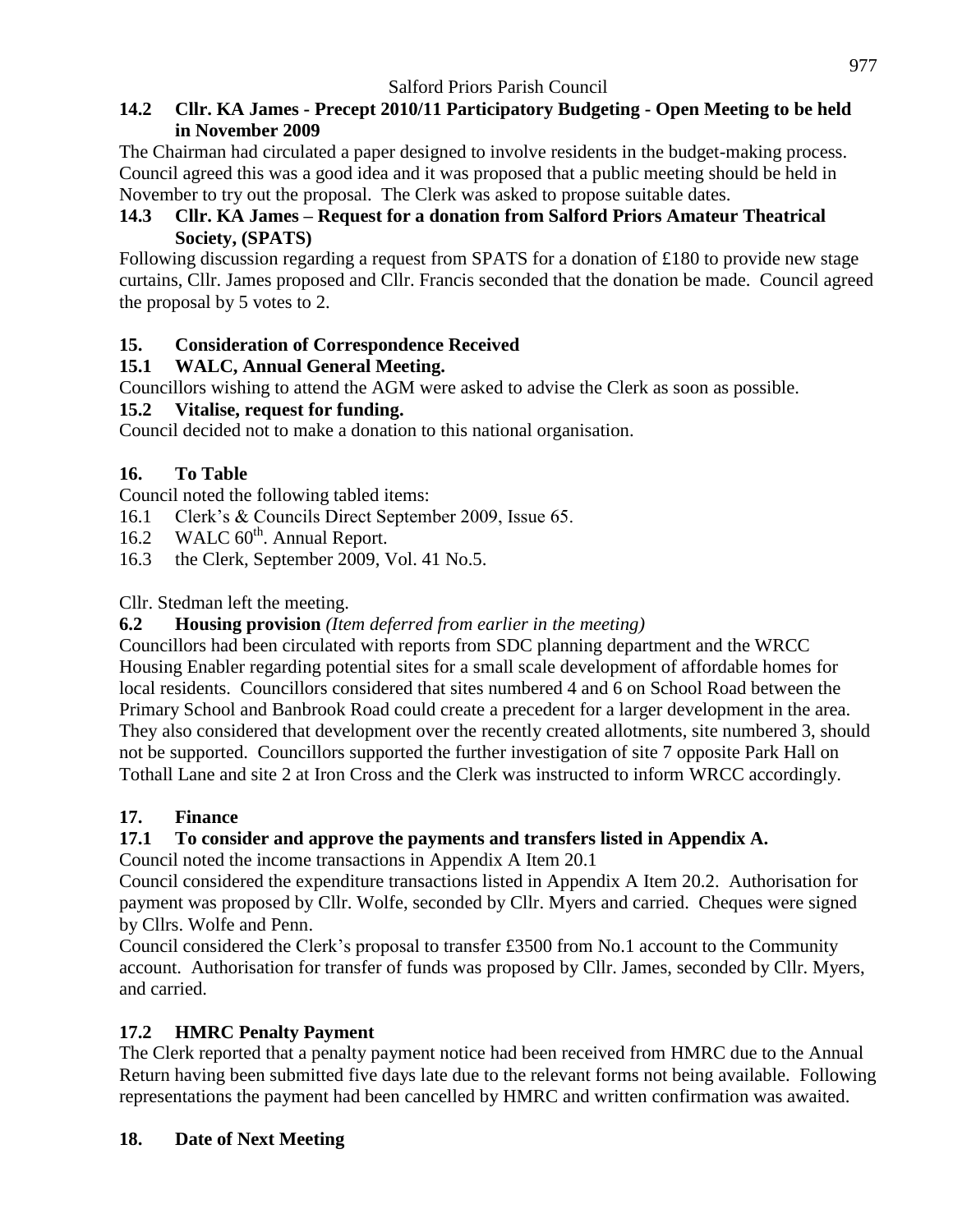### 14.2 Cllr. KA James - Precept 2010/11 Participatory Budgeting - Open Meeting to be held in November 2009

The Chairman had circulated a paper designed to involve residents in the budget-making process. Council agreed this was a good idea and it was proposed that a public meeting should be held in November to try out the proposal. The Clerk was asked to propose suitable dates.

### 14.3 Cllr. KA James – Request for a donation from Salford Priors Amateur Theatrical Society, (SPATS)

Following discussion regarding a request from SPATS for a donation of £180 to provide new stage curtains, Cllr. James proposed and Cllr. Francis seconded that the donation be made. Council agreed the proposal by 5 votes to 2.

## 15. Consideration of Correspondence Received

### 15.1 WALC, Annual General Meeting.

Councillors wishing to attend the AGM were asked to advise the Clerk as soon as possible.

### 15.2 Vitalise, request for funding.

Council decided not to make a donation to this national organisation.

## 16. To Table

Council noted the following tabled items:

16.1 Clerk's & Councils Direct September 2009, Issue 65.

16.2 WALC 60th. Annual Report.

16.3 the Clerk, September 2009, Vol. 41 No.5.

Cllr. Stedman left the meeting.

### 6.2 Housing provision *(Item deferred from earlier in the meeting)*

Councillors had been circulated with reports from SDC planning department and the WRCC Housing Enabler regarding potential sites for a small scale development of affordable homes for local residents. Councillors considered that sites numbered 4 and 6 on School Road between the Primary School and Banbrook Road could create a precedent for a larger development in the area. They also considered that development over the recently created allotments, site numbered 3, should not be supported. Councillors supported the further investigation of site 7 opposite Park Hall on Tothall Lane and site 2 at Iron Cross and the Clerk was instructed to inform WRCC accordingly.

## 17. Finance

### 17.1 To consider and approve the payments and transfers listed in Appendix A.

Council noted the income transactions in Appendix A Item 20.1

Council considered the expenditure transactions listed in Appendix A Item 20.2. Authorisation for payment was proposed by Cllr. Wolfe, seconded by Cllr. Myers and carried. Cheques were signed by Cllrs. Wolfe and Penn.

Council considered the Clerk's proposal to transfer £3500 from No.1 account to the Community account. Authorisation for transfer of funds was proposed by Cllr. James, seconded by Cllr. Myers, and carried.

### 17.2 HMRC Penalty Payment

The Clerk reported that a penalty payment notice had been received from HMRC due to the Annual Return having been submitted five days late due to the relevant forms not being available. Following representations the payment had been cancelled by HMRC and written confirmation was awaited.

## 18. Date of Next Meeting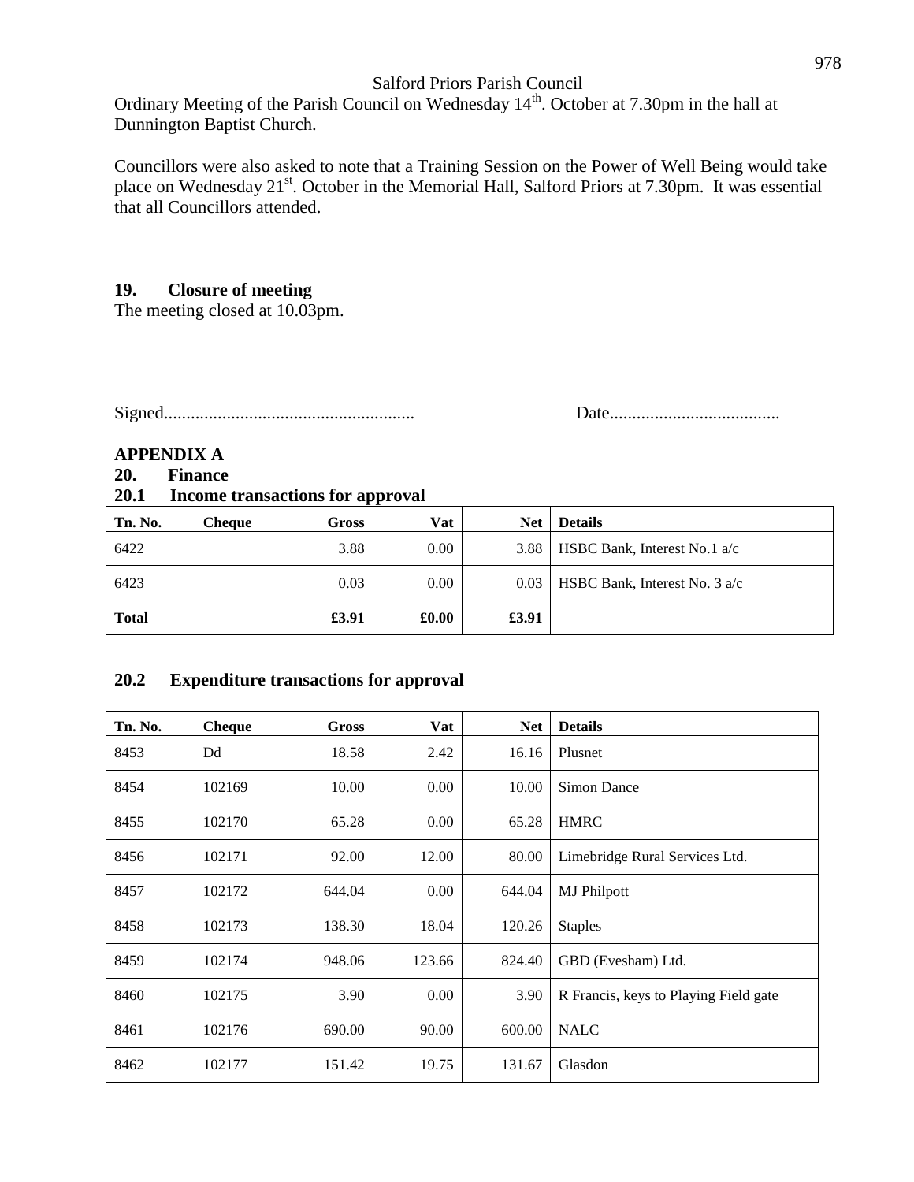Salford Priors Parish Council

Ordinary Meeting of the Parish Council on Wednesday 14th. October at 7.30pm in the hall at Dunnington Baptist Church.

Councillors were also asked to note that a Training Session on the Power of Well Being would take place on Wednesday 21st. October in the Memorial Hall, Salford Priors at 7.30pm. It was essential that all Councillors attended.

### 19. Closure of meeting

The meeting closed at 10.03pm.

Signed....................................................... Date......................................

## APPENDIX A

### 20. Finance

### 20.1 Income transactions for approval

| Tn. No. | Cheque | Gross | Vat | Net | Details |
|---|---|---|---|---|---|
| 6422 | | 3.88 | 0.00 | 3.88 | HSBC Bank, Interest No.1 a/c |
| 6423 | | 0.03 | 0.00 | 0.03 | HSBC Bank, Interest No. 3 a/c |
| **Total** | | **£3.91** | **£0.00** | **£3.91** | |

### 20.2 Expenditure transactions for approval

| Tn. No. | Cheque | Gross | Vat | Net | Details |
|---|---|---|---|---|---|
| 8453 | Dd | 18.58 | 2.42 | 16.16 | Plusnet |
| 8454 | 102169 | 10.00 | 0.00 | 10.00 | Simon Dance |
| 8455 | 102170 | 65.28 | 0.00 | 65.28 | HMRC |
| 8456 | 102171 | 92.00 | 12.00 | 80.00 | Limebridge Rural Services Ltd. |
| 8457 | 102172 | 644.04 | 0.00 | 644.04 | MJ Philpott |
| 8458 | 102173 | 138.30 | 18.04 | 120.26 | Staples |
| 8459 | 102174 | 948.06 | 123.66 | 824.40 | GBD (Evesham) Ltd. |
| 8460 | 102175 | 3.90 | 0.00 | 3.90 | R Francis, keys to Playing Field gate |
| 8461 | 102176 | 690.00 | 90.00 | 600.00 | NALC |
| 8462 | 102177 | 151.42 | 19.75 | 131.67 | Glasdon |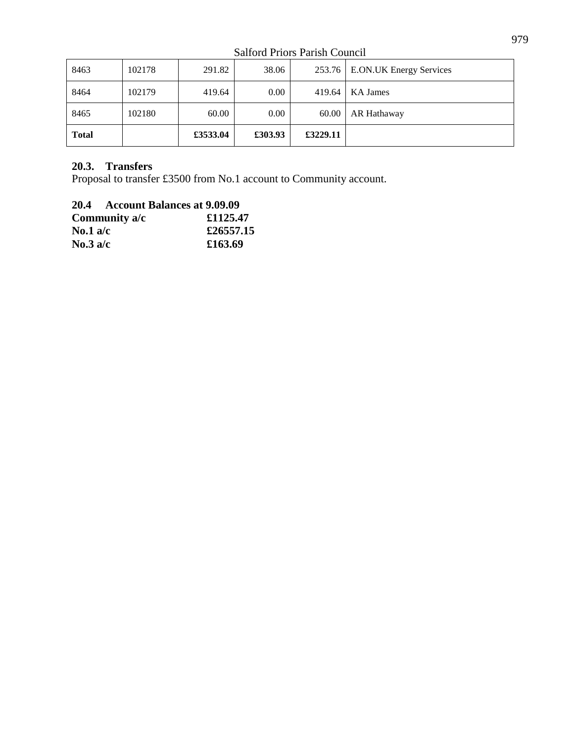| | | | | | |
|---|---|---|---|---|---|
| 8463 | 102178 | 291.82 | 38.06 | 253.76 | E.ON.UK Energy Services |
| 8464 | 102179 | 419.64 | 0.00 | 419.64 | KA James |
| 8465 | 102180 | 60.00 | 0.00 | 60.00 | AR Hathaway |
| **Total** | | **£3533.04** | **£303.93** | **£3229.11** | |

### 20.3. Transfers

Proposal to transfer £3500 from No.1 account to Community account.

### 20.4 Account Balances at 9.09.09

**Community a/c** **£1125.47**
**No.1 a/c** **£26557.15**
**No.3 a/c** **£163.69**